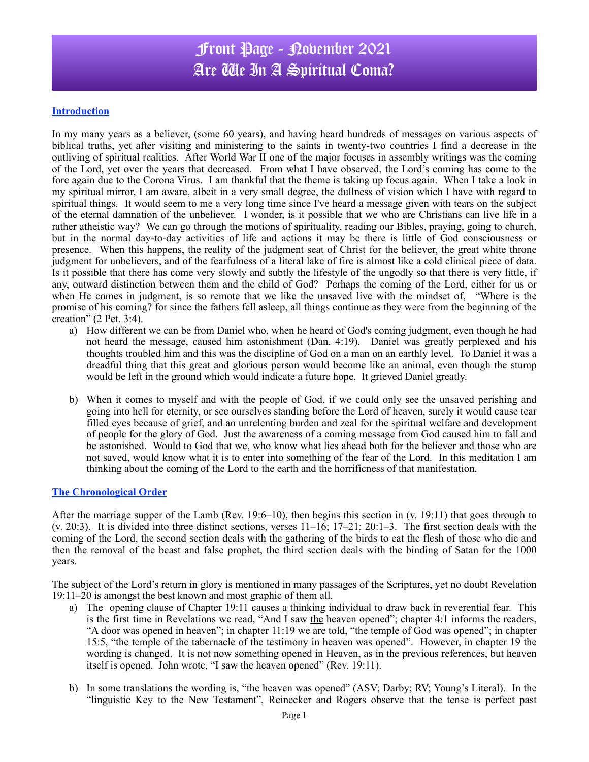# Front Page - November 2021
# Are We In A Spiritual Coma?

## Introduction

In my many years as a believer, (some 60 years), and having heard hundreds of messages on various aspects of biblical truths, yet after visiting and ministering to the saints in twenty-two countries I find a decrease in the outliving of spiritual realities. After World War II one of the major focuses in assembly writings was the coming of the Lord, yet over the years that decreased. From what I have observed, the Lord's coming has come to the fore again due to the Corona Virus. I am thankful that the theme is taking up focus again. When I take a look in my spiritual mirror, I am aware, albeit in a very small degree, the dullness of vision which I have with regard to spiritual things. It would seem to me a very long time since I've heard a message given with tears on the subject of the eternal damnation of the unbeliever. I wonder, is it possible that we who are Christians can live life in a rather atheistic way? We can go through the motions of spirituality, reading our Bibles, praying, going to church, but in the normal day-to-day activities of life and actions it may be there is little of God consciousness or presence. When this happens, the reality of the judgment seat of Christ for the believer, the great white throne judgment for unbelievers, and of the fearfulness of a literal lake of fire is almost like a cold clinical piece of data. Is it possible that there has come very slowly and subtly the lifestyle of the ungodly so that there is very little, if any, outward distinction between them and the child of God? Perhaps the coming of the Lord, either for us or when He comes in judgment, is so remote that we like the unsaved live with the mindset of, "Where is the promise of his coming? for since the fathers fell asleep, all things continue as they were from the beginning of the creation" (2 Pet. 3:4).

a) How different we can be from Daniel who, when he heard of God's coming judgment, even though he had not heard the message, caused him astonishment (Dan. 4:19). Daniel was greatly perplexed and his thoughts troubled him and this was the discipline of God on a man on an earthly level. To Daniel it was a dreadful thing that this great and glorious person would become like an animal, even though the stump would be left in the ground which would indicate a future hope. It grieved Daniel greatly.

b) When it comes to myself and with the people of God, if we could only see the unsaved perishing and going into hell for eternity, or see ourselves standing before the Lord of heaven, surely it would cause tear filled eyes because of grief, and an unrelenting burden and zeal for the spiritual welfare and development of people for the glory of God. Just the awareness of a coming message from God caused him to fall and be astonished. Would to God that we, who know what lies ahead both for the believer and those who are not saved, would know what it is to enter into something of the fear of the Lord. In this meditation I am thinking about the coming of the Lord to the earth and the horrificness of that manifestation.

## The Chronological Order

After the marriage supper of the Lamb (Rev. 19:6–10), then begins this section in (v. 19:11) that goes through to (v. 20:3). It is divided into three distinct sections, verses 11–16; 17–21; 20:1–3. The first section deals with the coming of the Lord, the second section deals with the gathering of the birds to eat the flesh of those who die and then the removal of the beast and false prophet, the third section deals with the binding of Satan for the 1000 years.

The subject of the Lord's return in glory is mentioned in many passages of the Scriptures, yet no doubt Revelation 19:11–20 is amongst the best known and most graphic of them all.

a) The opening clause of Chapter 19:11 causes a thinking individual to draw back in reverential fear. This is the first time in Revelations we read, "And I saw <u>the</u> heaven opened"; chapter 4:1 informs the readers, "A door was opened in heaven"; in chapter 11:19 we are told, "the temple of God was opened"; in chapter 15:5, "the temple of the tabernacle of the testimony in heaven was opened". However, in chapter 19 the wording is changed. It is not now something opened in Heaven, as in the previous references, but heaven itself is opened. John wrote, "I saw <u>the</u> heaven opened" (Rev. 19:11).

b) In some translations the wording is, "the heaven was opened" (ASV; Darby; RV; Young's Literal). In the "linguistic Key to the New Testament", Reinecker and Rogers observe that the tense is perfect past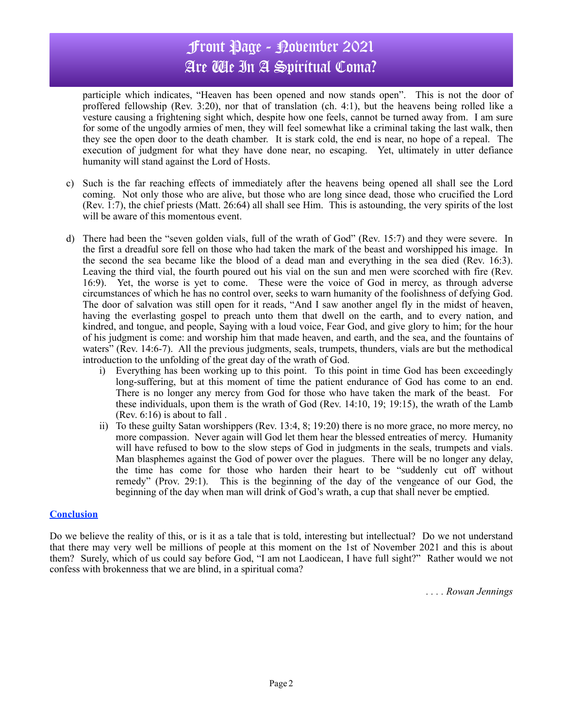participle which indicates, "Heaven has been opened and now stands open". This is not the door of proffered fellowship (Rev. 3:20), nor that of translation (ch. 4:1), but the heavens being rolled like a vesture causing a frightening sight which, despite how one feels, cannot be turned away from. I am sure for some of the ungodly armies of men, they will feel somewhat like a criminal taking the last walk, then they see the open door to the death chamber. It is stark cold, the end is near, no hope of a repeal. The execution of judgment for what they have done near, no escaping. Yet, ultimately in utter defiance humanity will stand against the Lord of Hosts.

c) Such is the far reaching effects of immediately after the heavens being opened all shall see the Lord coming. Not only those who are alive, but those who are long since dead, those who crucified the Lord (Rev. 1:7), the chief priests (Matt. 26:64) all shall see Him. This is astounding, the very spirits of the lost will be aware of this momentous event.

d) There had been the "seven golden vials, full of the wrath of God" (Rev. 15:7) and they were severe. In the first a dreadful sore fell on those who had taken the mark of the beast and worshipped his image. In the second the sea became like the blood of a dead man and everything in the sea died (Rev. 16:3). Leaving the third vial, the fourth poured out his vial on the sun and men were scorched with fire (Rev. 16:9). Yet, the worse is yet to come. These were the voice of God in mercy, as through adverse circumstances of which he has no control over, seeks to warn humanity of the foolishness of defying God. The door of salvation was still open for it reads, "And I saw another angel fly in the midst of heaven, having the everlasting gospel to preach unto them that dwell on the earth, and to every nation, and kindred, and tongue, and people, Saying with a loud voice, Fear God, and give glory to him; for the hour of his judgment is come: and worship him that made heaven, and earth, and the sea, and the fountains of waters" (Rev. 14:6-7). All the previous judgments, seals, trumpets, thunders, vials are but the methodical introduction to the unfolding of the great day of the wrath of God.

   i) Everything has been working up to this point. To this point in time God has been exceedingly long-suffering, but at this moment of time the patient endurance of God has come to an end. There is no longer any mercy from God for those who have taken the mark of the beast. For these individuals, upon them is the wrath of God (Rev. 14:10, 19; 19:15), the wrath of the Lamb (Rev. 6:16) is about to fall .

   ii) To these guilty Satan worshippers (Rev. 13:4, 8; 19:20) there is no more grace, no more mercy, no more compassion. Never again will God let them hear the blessed entreaties of mercy. Humanity will have refused to bow to the slow steps of God in judgments in the seals, trumpets and vials. Man blasphemes against the God of power over the plagues. There will be no longer any delay, the time has come for those who harden their heart to be "suddenly cut off without remedy" (Prov. 29:1). This is the beginning of the day of the vengeance of our God, the beginning of the day when man will drink of God's wrath, a cup that shall never be emptied.

## Conclusion

Do we believe the reality of this, or is it as a tale that is told, interesting but intellectual? Do we not understand that there may very well be millions of people at this moment on the 1st of November 2021 and this is about them? Surely, which of us could say before God, "I am not Laodicean, I have full sight?" Rather would we not confess with brokenness that we are blind, in a spiritual coma?

*. . . . Rowan Jennings*